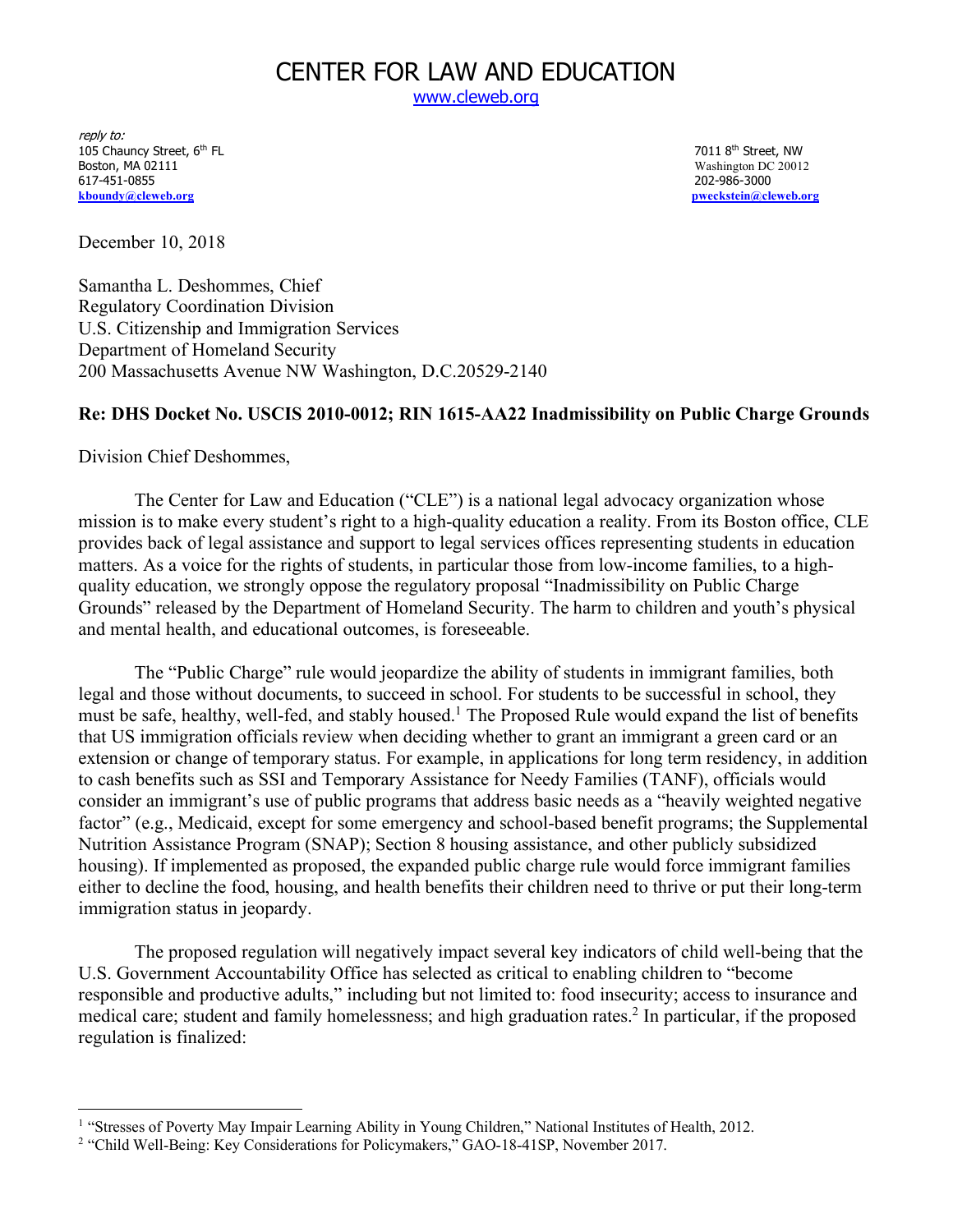# CENTER FOR LAW AND EDUCATION

www.cleweb.org

*reply to:*
105 Chauncy Street, 6th FL
Boston, MA 02111
617-451-0855
**kboundy@cleweb.org**

7011 8th Street, NW
Washington DC 20012
202-986-3000
**pweckstein@cleweb.org**

December 10, 2018

Samantha L. Deshommes, Chief
Regulatory Coordination Division
U.S. Citizenship and Immigration Services
Department of Homeland Security
200 Massachusetts Avenue NW Washington, D.C.20529-2140

**Re: DHS Docket No. USCIS 2010-0012; RIN 1615-AA22 Inadmissibility on Public Charge Grounds**

Division Chief Deshommes,

The Center for Law and Education ("CLE") is a national legal advocacy organization whose mission is to make every student's right to a high-quality education a reality. From its Boston office, CLE provides back of legal assistance and support to legal services offices representing students in education matters. As a voice for the rights of students, in particular those from low-income families, to a high-quality education, we strongly oppose the regulatory proposal "Inadmissibility on Public Charge Grounds" released by the Department of Homeland Security. The harm to children and youth's physical and mental health, and educational outcomes, is foreseeable.

The "Public Charge" rule would jeopardize the ability of students in immigrant families, both legal and those without documents, to succeed in school. For students to be successful in school, they must be safe, healthy, well-fed, and stably housed.[1] The Proposed Rule would expand the list of benefits that US immigration officials review when deciding whether to grant an immigrant a green card or an extension or change of temporary status. For example, in applications for long term residency, in addition to cash benefits such as SSI and Temporary Assistance for Needy Families (TANF), officials would consider an immigrant's use of public programs that address basic needs as a "heavily weighted negative factor" (e.g., Medicaid, except for some emergency and school-based benefit programs; the Supplemental Nutrition Assistance Program (SNAP); Section 8 housing assistance, and other publicly subsidized housing). If implemented as proposed, the expanded public charge rule would force immigrant families either to decline the food, housing, and health benefits their children need to thrive or put their long-term immigration status in jeopardy.

The proposed regulation will negatively impact several key indicators of child well-being that the U.S. Government Accountability Office has selected as critical to enabling children to "become responsible and productive adults," including but not limited to: food insecurity; access to insurance and medical care; student and family homelessness; and high graduation rates.[2] In particular, if the proposed regulation is finalized:

---

[1] "Stresses of Poverty May Impair Learning Ability in Young Children," National Institutes of Health, 2012.

[2] "Child Well-Being: Key Considerations for Policymakers," GAO-18-41SP, November 2017.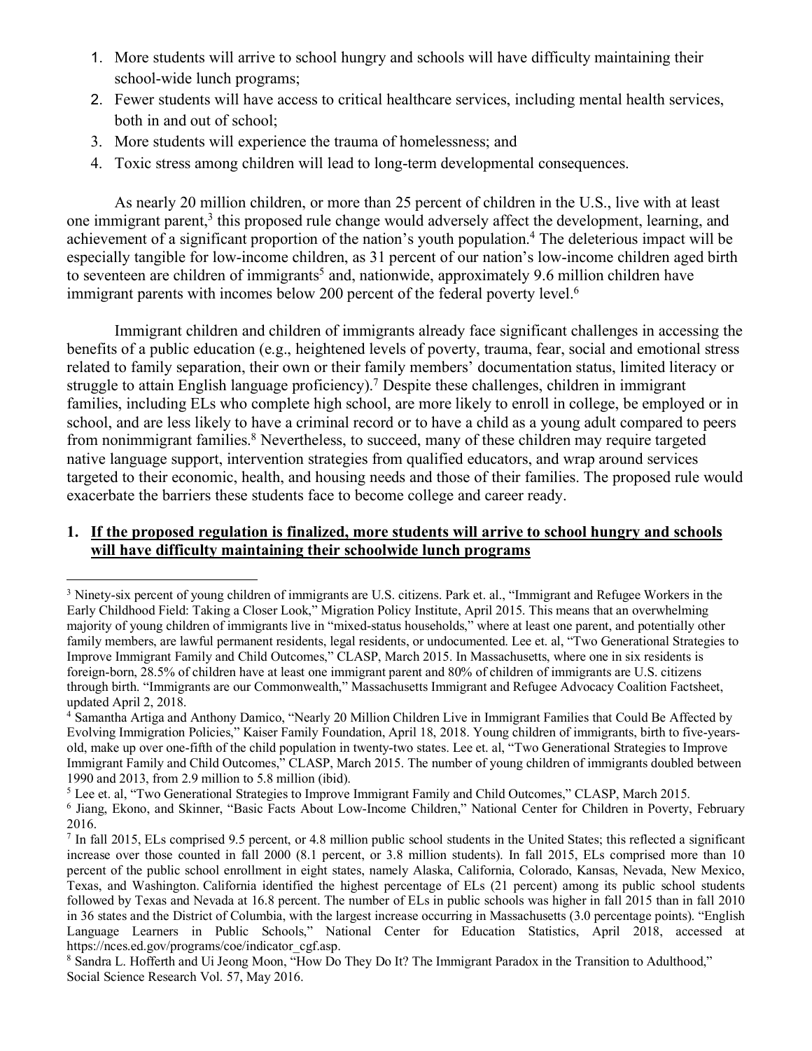1. More students will arrive to school hungry and schools will have difficulty maintaining their school-wide lunch programs;
2. Fewer students will have access to critical healthcare services, including mental health services, both in and out of school;
3. More students will experience the trauma of homelessness; and
4. Toxic stress among children will lead to long-term developmental consequences.

As nearly 20 million children, or more than 25 percent of children in the U.S., live with at least one immigrant parent,[3] this proposed rule change would adversely affect the development, learning, and achievement of a significant proportion of the nation's youth population.[4] The deleterious impact will be especially tangible for low-income children, as 31 percent of our nation's low-income children aged birth to seventeen are children of immigrants[5] and, nationwide, approximately 9.6 million children have immigrant parents with incomes below 200 percent of the federal poverty level.[6]

Immigrant children and children of immigrants already face significant challenges in accessing the benefits of a public education (e.g., heightened levels of poverty, trauma, fear, social and emotional stress related to family separation, their own or their family members' documentation status, limited literacy or struggle to attain English language proficiency).[7] Despite these challenges, children in immigrant families, including ELs who complete high school, are more likely to enroll in college, be employed or in school, and are less likely to have a criminal record or to have a child as a young adult compared to peers from nonimmigrant families.[8] Nevertheless, to succeed, many of these children may require targeted native language support, intervention strategies from qualified educators, and wrap around services targeted to their economic, health, and housing needs and those of their families. The proposed rule would exacerbate the barriers these students face to become college and career ready.

## 1. If the proposed regulation is finalized, more students will arrive to school hungry and schools will have difficulty maintaining their schoolwide lunch programs

---

[3] Ninety-six percent of young children of immigrants are U.S. citizens. Park et. al., "Immigrant and Refugee Workers in the Early Childhood Field: Taking a Closer Look," Migration Policy Institute, April 2015. This means that an overwhelming majority of young children of immigrants live in "mixed-status households," where at least one parent, and potentially other family members, are lawful permanent residents, legal residents, or undocumented. Lee et. al, "Two Generational Strategies to Improve Immigrant Family and Child Outcomes," CLASP, March 2015. In Massachusetts, where one in six residents is foreign-born, 28.5% of children have at least one immigrant parent and 80% of children of immigrants are U.S. citizens through birth. "Immigrants are our Commonwealth," Massachusetts Immigrant and Refugee Advocacy Coalition Factsheet, updated April 2, 2018.

[4] Samantha Artiga and Anthony Damico, "Nearly 20 Million Children Live in Immigrant Families that Could Be Affected by Evolving Immigration Policies," Kaiser Family Foundation, April 18, 2018. Young children of immigrants, birth to five-years-old, make up over one-fifth of the child population in twenty-two states. Lee et. al, "Two Generational Strategies to Improve Immigrant Family and Child Outcomes," CLASP, March 2015. The number of young children of immigrants doubled between 1990 and 2013, from 2.9 million to 5.8 million (ibid).

[5] Lee et. al, "Two Generational Strategies to Improve Immigrant Family and Child Outcomes," CLASP, March 2015.

[6] Jiang, Ekono, and Skinner, "Basic Facts About Low-Income Children," National Center for Children in Poverty, February 2016.

[7] In fall 2015, ELs comprised 9.5 percent, or 4.8 million public school students in the United States; this reflected a significant increase over those counted in fall 2000 (8.1 percent, or 3.8 million students). In fall 2015, ELs comprised more than 10 percent of the public school enrollment in eight states, namely Alaska, California, Colorado, Kansas, Nevada, New Mexico, Texas, and Washington. California identified the highest percentage of ELs (21 percent) among its public school students followed by Texas and Nevada at 16.8 percent. The number of ELs in public schools was higher in fall 2015 than in fall 2010 in 36 states and the District of Columbia, with the largest increase occurring in Massachusetts (3.0 percentage points). "English Language Learners in Public Schools," National Center for Education Statistics, April 2018, accessed at https://nces.ed.gov/programs/coe/indicator_cgf.asp.

[8] Sandra L. Hofferth and Ui Jeong Moon, "How Do They Do It? The Immigrant Paradox in the Transition to Adulthood," Social Science Research Vol. 57, May 2016.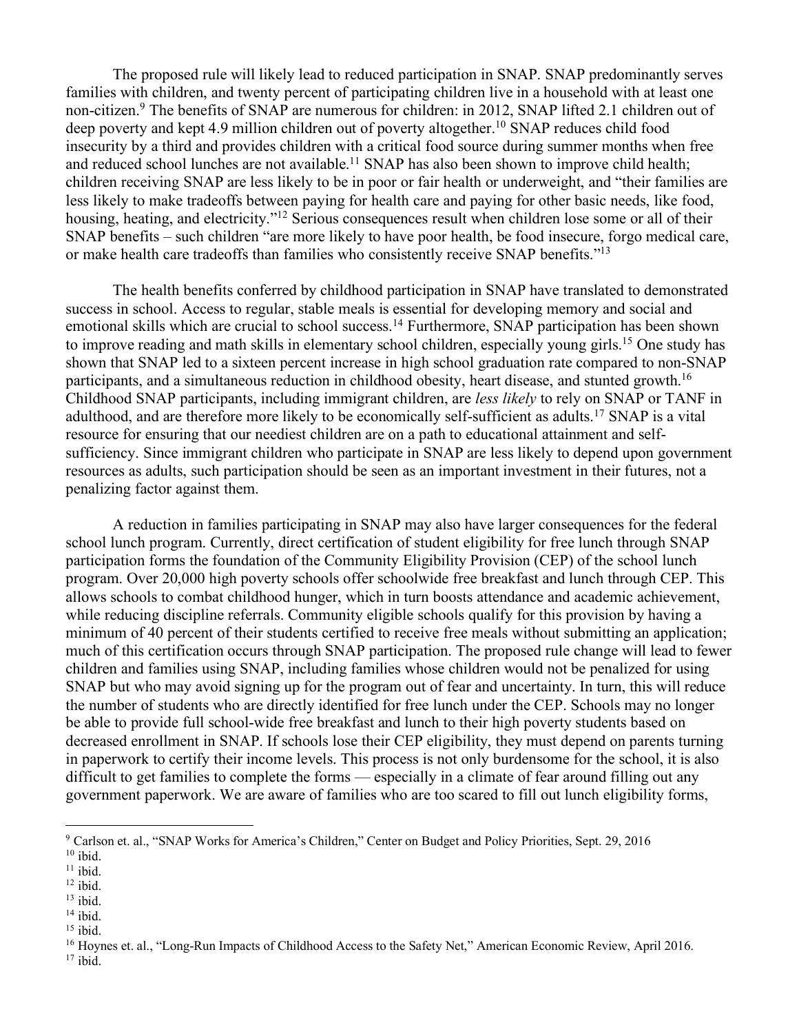The proposed rule will likely lead to reduced participation in SNAP. SNAP predominantly serves families with children, and twenty percent of participating children live in a household with at least one non-citizen.[9] The benefits of SNAP are numerous for children: in 2012, SNAP lifted 2.1 children out of deep poverty and kept 4.9 million children out of poverty altogether.[10] SNAP reduces child food insecurity by a third and provides children with a critical food source during summer months when free and reduced school lunches are not available.[11] SNAP has also been shown to improve child health; children receiving SNAP are less likely to be in poor or fair health or underweight, and "their families are less likely to make tradeoffs between paying for health care and paying for other basic needs, like food, housing, heating, and electricity."[12] Serious consequences result when children lose some or all of their SNAP benefits – such children "are more likely to have poor health, be food insecure, forgo medical care, or make health care tradeoffs than families who consistently receive SNAP benefits."[13]

The health benefits conferred by childhood participation in SNAP have translated to demonstrated success in school. Access to regular, stable meals is essential for developing memory and social and emotional skills which are crucial to school success.[14] Furthermore, SNAP participation has been shown to improve reading and math skills in elementary school children, especially young girls.[15] One study has shown that SNAP led to a sixteen percent increase in high school graduation rate compared to non-SNAP participants, and a simultaneous reduction in childhood obesity, heart disease, and stunted growth.[16] Childhood SNAP participants, including immigrant children, are *less likely* to rely on SNAP or TANF in adulthood, and are therefore more likely to be economically self-sufficient as adults.[17] SNAP is a vital resource for ensuring that our neediest children are on a path to educational attainment and self-sufficiency. Since immigrant children who participate in SNAP are less likely to depend upon government resources as adults, such participation should be seen as an important investment in their futures, not a penalizing factor against them.

A reduction in families participating in SNAP may also have larger consequences for the federal school lunch program. Currently, direct certification of student eligibility for free lunch through SNAP participation forms the foundation of the Community Eligibility Provision (CEP) of the school lunch program. Over 20,000 high poverty schools offer schoolwide free breakfast and lunch through CEP. This allows schools to combat childhood hunger, which in turn boosts attendance and academic achievement, while reducing discipline referrals. Community eligible schools qualify for this provision by having a minimum of 40 percent of their students certified to receive free meals without submitting an application; much of this certification occurs through SNAP participation. The proposed rule change will lead to fewer children and families using SNAP, including families whose children would not be penalized for using SNAP but who may avoid signing up for the program out of fear and uncertainty. In turn, this will reduce the number of students who are directly identified for free lunch under the CEP. Schools may no longer be able to provide full school-wide free breakfast and lunch to their high poverty students based on decreased enrollment in SNAP. If schools lose their CEP eligibility, they must depend on parents turning in paperwork to certify their income levels. This process is not only burdensome for the school, it is also difficult to get families to complete the forms — especially in a climate of fear around filling out any government paperwork. We are aware of families who are too scared to fill out lunch eligibility forms,

---

[9] Carlson et. al., "SNAP Works for America's Children," Center on Budget and Policy Priorities, Sept. 29, 2016
[10] ibid.
[11] ibid.
[12] ibid.
[13] ibid.
[14] ibid.
[15] ibid.
[16] Hoynes et. al., "Long-Run Impacts of Childhood Access to the Safety Net," American Economic Review, April 2016.
[17] ibid.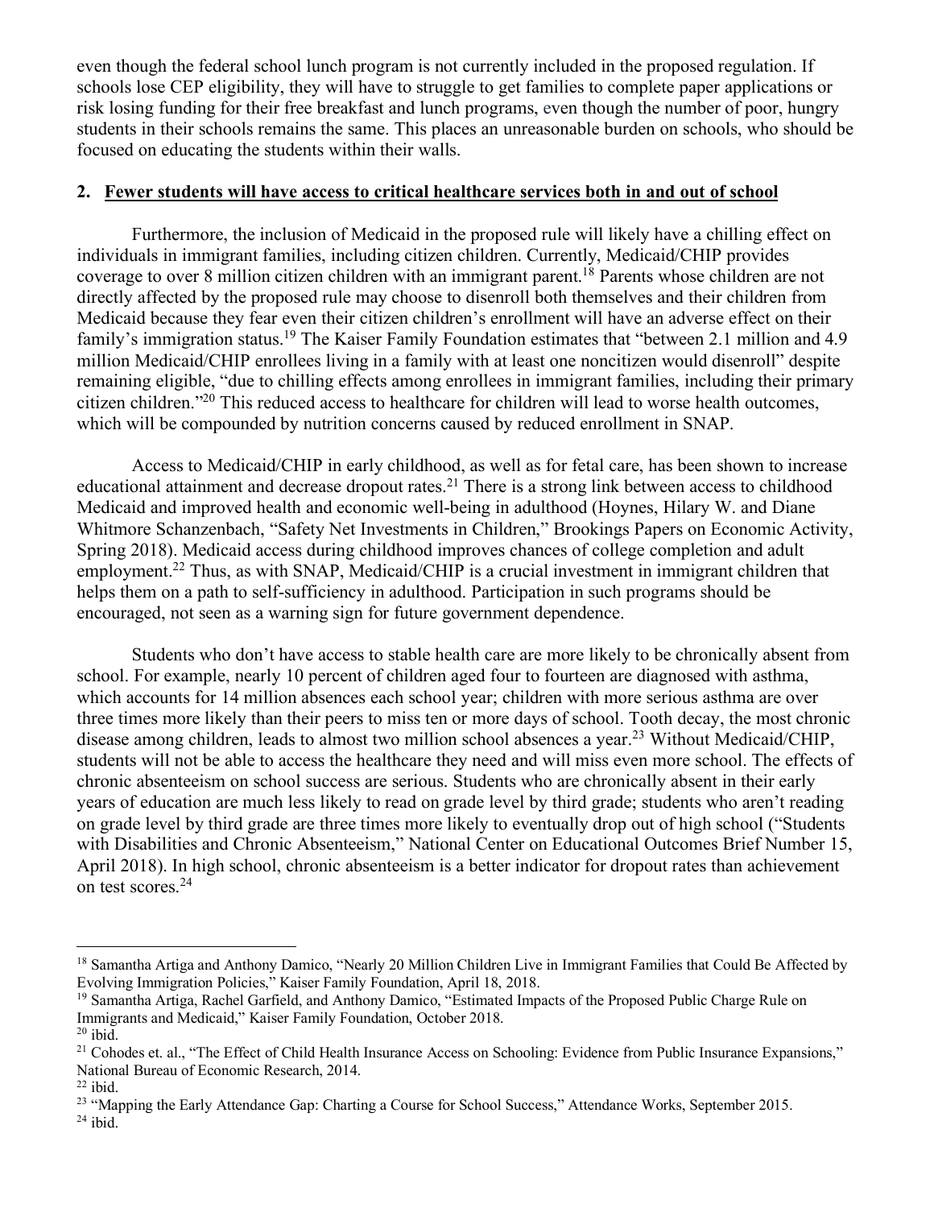even though the federal school lunch program is not currently included in the proposed regulation. If schools lose CEP eligibility, they will have to struggle to get families to complete paper applications or risk losing funding for their free breakfast and lunch programs, even though the number of poor, hungry students in their schools remains the same. This places an unreasonable burden on schools, who should be focused on educating the students within their walls.

## 2. Fewer students will have access to critical healthcare services both in and out of school

Furthermore, the inclusion of Medicaid in the proposed rule will likely have a chilling effect on individuals in immigrant families, including citizen children. Currently, Medicaid/CHIP provides coverage to over 8 million citizen children with an immigrant parent.[18] Parents whose children are not directly affected by the proposed rule may choose to disenroll both themselves and their children from Medicaid because they fear even their citizen children's enrollment will have an adverse effect on their family's immigration status.[19] The Kaiser Family Foundation estimates that "between 2.1 million and 4.9 million Medicaid/CHIP enrollees living in a family with at least one noncitizen would disenroll" despite remaining eligible, "due to chilling effects among enrollees in immigrant families, including their primary citizen children."[20] This reduced access to healthcare for children will lead to worse health outcomes, which will be compounded by nutrition concerns caused by reduced enrollment in SNAP.

Access to Medicaid/CHIP in early childhood, as well as for fetal care, has been shown to increase educational attainment and decrease dropout rates.[21] There is a strong link between access to childhood Medicaid and improved health and economic well-being in adulthood (Hoynes, Hilary W. and Diane Whitmore Schanzenbach, "Safety Net Investments in Children," Brookings Papers on Economic Activity, Spring 2018). Medicaid access during childhood improves chances of college completion and adult employment.[22] Thus, as with SNAP, Medicaid/CHIP is a crucial investment in immigrant children that helps them on a path to self-sufficiency in adulthood. Participation in such programs should be encouraged, not seen as a warning sign for future government dependence.

Students who don't have access to stable health care are more likely to be chronically absent from school. For example, nearly 10 percent of children aged four to fourteen are diagnosed with asthma, which accounts for 14 million absences each school year; children with more serious asthma are over three times more likely than their peers to miss ten or more days of school. Tooth decay, the most chronic disease among children, leads to almost two million school absences a year.[23] Without Medicaid/CHIP, students will not be able to access the healthcare they need and will miss even more school. The effects of chronic absenteeism on school success are serious. Students who are chronically absent in their early years of education are much less likely to read on grade level by third grade; students who aren't reading on grade level by third grade are three times more likely to eventually drop out of high school ("Students with Disabilities and Chronic Absenteeism," National Center on Educational Outcomes Brief Number 15, April 2018). In high school, chronic absenteeism is a better indicator for dropout rates than achievement on test scores.[24]

---

[18] Samantha Artiga and Anthony Damico, "Nearly 20 Million Children Live in Immigrant Families that Could Be Affected by Evolving Immigration Policies," Kaiser Family Foundation, April 18, 2018.

[19] Samantha Artiga, Rachel Garfield, and Anthony Damico, "Estimated Impacts of the Proposed Public Charge Rule on Immigrants and Medicaid," Kaiser Family Foundation, October 2018.

[20] ibid.

[21] Cohodes et. al., "The Effect of Child Health Insurance Access on Schooling: Evidence from Public Insurance Expansions," National Bureau of Economic Research, 2014.

[22] ibid.

[23] "Mapping the Early Attendance Gap: Charting a Course for School Success," Attendance Works, September 2015.

[24] ibid.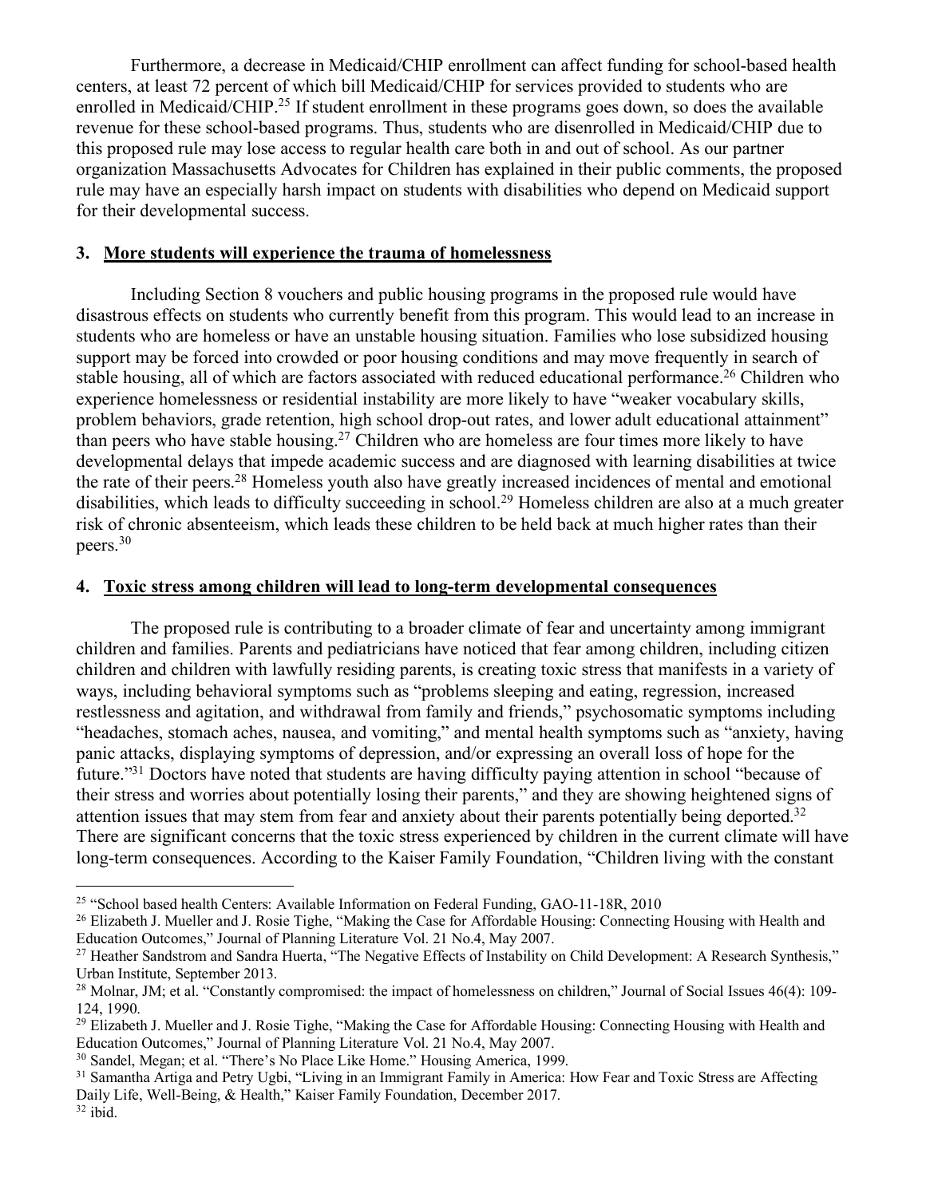Furthermore, a decrease in Medicaid/CHIP enrollment can affect funding for school-based health centers, at least 72 percent of which bill Medicaid/CHIP for services provided to students who are enrolled in Medicaid/CHIP.[25] If student enrollment in these programs goes down, so does the available revenue for these school-based programs. Thus, students who are disenrolled in Medicaid/CHIP due to this proposed rule may lose access to regular health care both in and out of school. As our partner organization Massachusetts Advocates for Children has explained in their public comments, the proposed rule may have an especially harsh impact on students with disabilities who depend on Medicaid support for their developmental success.

### 3. <u>More students will experience the trauma of homelessness</u>

Including Section 8 vouchers and public housing programs in the proposed rule would have disastrous effects on students who currently benefit from this program. This would lead to an increase in students who are homeless or have an unstable housing situation. Families who lose subsidized housing support may be forced into crowded or poor housing conditions and may move frequently in search of stable housing, all of which are factors associated with reduced educational performance.[26] Children who experience homelessness or residential instability are more likely to have "weaker vocabulary skills, problem behaviors, grade retention, high school drop-out rates, and lower adult educational attainment" than peers who have stable housing.[27] Children who are homeless are four times more likely to have developmental delays that impede academic success and are diagnosed with learning disabilities at twice the rate of their peers.[28] Homeless youth also have greatly increased incidences of mental and emotional disabilities, which leads to difficulty succeeding in school.[29] Homeless children are also at a much greater risk of chronic absenteeism, which leads these children to be held back at much higher rates than their peers.[30]

### 4. <u>Toxic stress among children will lead to long-term developmental consequences</u>

The proposed rule is contributing to a broader climate of fear and uncertainty among immigrant children and families. Parents and pediatricians have noticed that fear among children, including citizen children and children with lawfully residing parents, is creating toxic stress that manifests in a variety of ways, including behavioral symptoms such as "problems sleeping and eating, regression, increased restlessness and agitation, and withdrawal from family and friends," psychosomatic symptoms including "headaches, stomach aches, nausea, and vomiting," and mental health symptoms such as "anxiety, having panic attacks, displaying symptoms of depression, and/or expressing an overall loss of hope for the future."[31] Doctors have noted that students are having difficulty paying attention in school "because of their stress and worries about potentially losing their parents," and they are showing heightened signs of attention issues that may stem from fear and anxiety about their parents potentially being deported.[32] There are significant concerns that the toxic stress experienced by children in the current climate will have long-term consequences. According to the Kaiser Family Foundation, "Children living with the constant

---

[25] "School based health Centers: Available Information on Federal Funding, GAO-11-18R, 2010

[26] Elizabeth J. Mueller and J. Rosie Tighe, "Making the Case for Affordable Housing: Connecting Housing with Health and Education Outcomes," Journal of Planning Literature Vol. 21 No.4, May 2007.

[27] Heather Sandstrom and Sandra Huerta, "The Negative Effects of Instability on Child Development: A Research Synthesis," Urban Institute, September 2013.

[28] Molnar, JM; et al. "Constantly compromised: the impact of homelessness on children," Journal of Social Issues 46(4): 109-124, 1990.

[29] Elizabeth J. Mueller and J. Rosie Tighe, "Making the Case for Affordable Housing: Connecting Housing with Health and Education Outcomes," Journal of Planning Literature Vol. 21 No.4, May 2007.

[30] Sandel, Megan; et al. "There's No Place Like Home." Housing America, 1999.

[31] Samantha Artiga and Petry Ugbi, "Living in an Immigrant Family in America: How Fear and Toxic Stress are Affecting Daily Life, Well-Being, & Health," Kaiser Family Foundation, December 2017.

[32] ibid.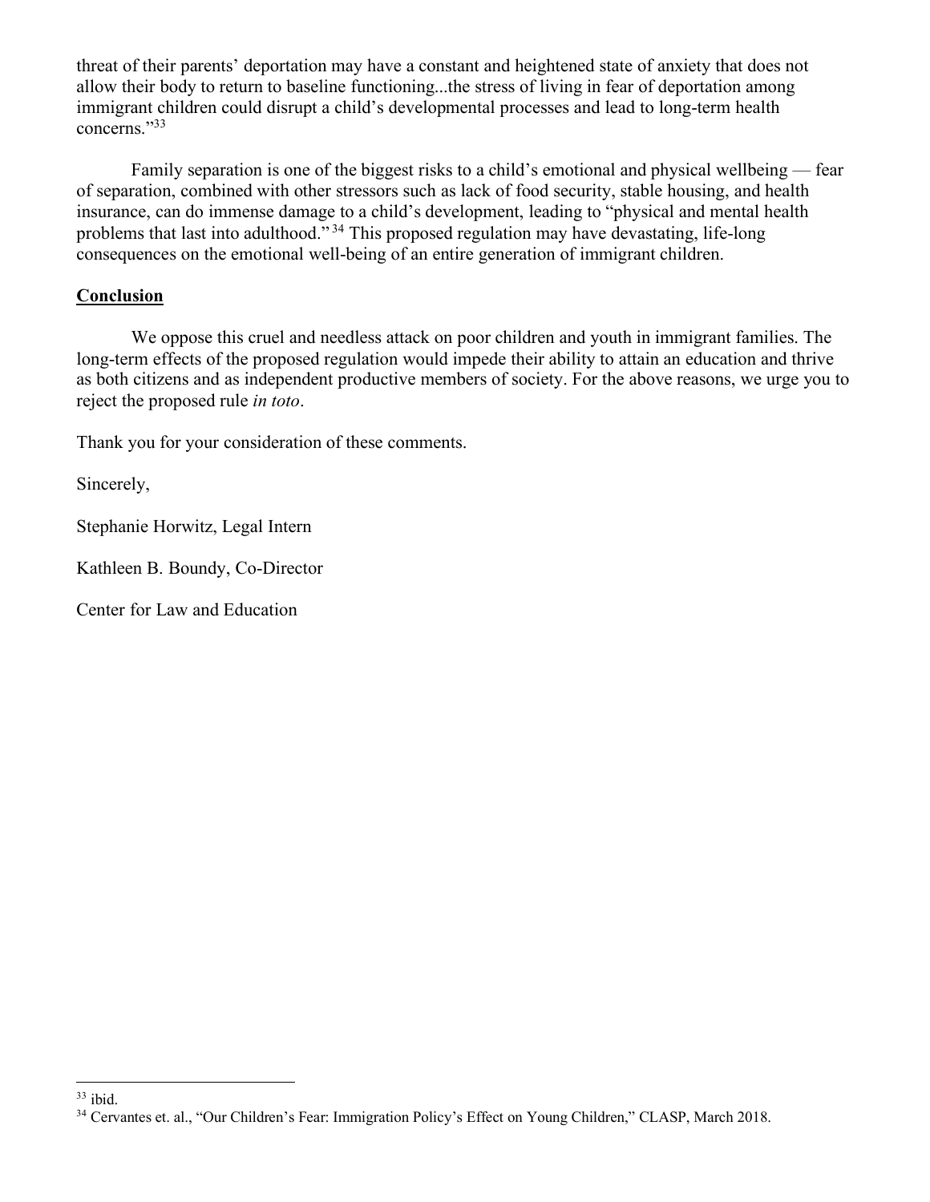threat of their parents' deportation may have a constant and heightened state of anxiety that does not allow their body to return to baseline functioning...the stress of living in fear of deportation among immigrant children could disrupt a child's developmental processes and lead to long-term health concerns."[33]

Family separation is one of the biggest risks to a child's emotional and physical wellbeing — fear of separation, combined with other stressors such as lack of food security, stable housing, and health insurance, can do immense damage to a child's development, leading to "physical and mental health problems that last into adulthood."[34] This proposed regulation may have devastating, life-long consequences on the emotional well-being of an entire generation of immigrant children.

## **Conclusion**

We oppose this cruel and needless attack on poor children and youth in immigrant families. The long-term effects of the proposed regulation would impede their ability to attain an education and thrive as both citizens and as independent productive members of society. For the above reasons, we urge you to reject the proposed rule *in toto*.

Thank you for your consideration of these comments.

Sincerely,

Stephanie Horwitz, Legal Intern

Kathleen B. Boundy, Co-Director

Center for Law and Education

---

[33] ibid.

[34] Cervantes et. al., "Our Children's Fear: Immigration Policy's Effect on Young Children," CLASP, March 2018.